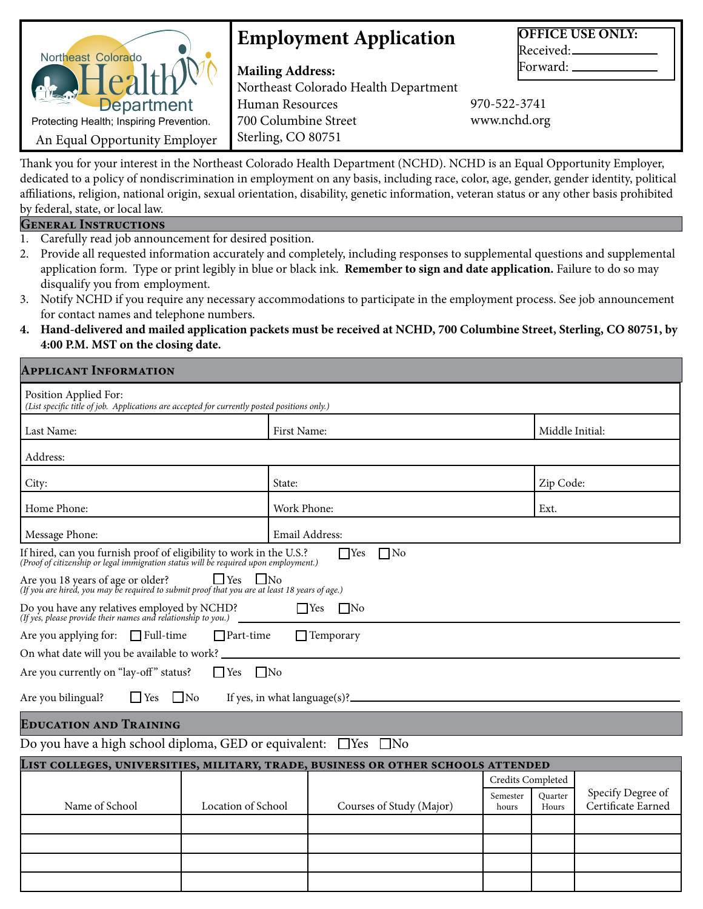Northeast Colorado Health Department

Protecting Health; Inspiring Prevention.

An Equal Opportunity Employer

# Employment Application

**Mailing Address:**
Northeast Colorado Health Department
Human Resources
700 Columbine Street
Sterling, CO 80751

970-522-3741
www.nchd.org

**OFFICE USE ONLY:**
Received: ____________
Forward: ____________

Thank you for your interest in the Northeast Colorado Health Department (NCHD). NCHD is an Equal Opportunity Employer, dedicated to a policy of nondiscrimination in employment on any basis, including race, color, age, gender, gender identity, political affiliations, religion, national origin, sexual orientation, disability, genetic information, veteran status or any other basis prohibited by federal, state, or local law.

## General Instructions

1. Carefully read job announcement for desired position.
2. Provide all requested information accurately and completely, including responses to supplemental questions and supplemental application form. Type or print legibly in blue or black ink. **Remember to sign and date application.** Failure to do so may disqualify you from employment.
3. Notify NCHD if you require any necessary accommodations to participate in the employment process. See job announcement for contact names and telephone numbers.
4. **Hand-delivered and mailed application packets must be received at NCHD, 700 Columbine Street, Sterling, CO 80751, by 4:00 P.M. MST on the closing date.**

## Applicant Information

| Position Applied For: *(List specific title of job. Applications are accepted for currently posted positions only.)* | | |
|---|---|---|
| Last Name: | First Name: | Middle Initial: |
| Address: | | |
| City: | State: | Zip Code: |
| Home Phone: | Work Phone: | Ext. |
| Message Phone: | Email Address: | |

If hired, can you furnish proof of eligibility to work in the U.S.? ☐ Yes ☐ No
*(Proof of citizenship or legal immigration status will be required upon employment.)*

Are you 18 years of age or older? ☐ Yes ☐ No
*(If you are hired, you may be required to submit proof that you are at least 18 years of age.)*

Do you have any relatives employed by NCHD? ☐ Yes ☐ No ____________
*(If yes, please provide their names and relationship to you.)*

Are you applying for: ☐ Full-time ☐ Part-time ☐ Temporary

On what date will you be available to work? ____________

Are you currently on "lay-off" status? ☐ Yes ☐ No

Are you bilingual? ☐ Yes ☐ No If yes, in what language(s)? ____________

## Education and Training

Do you have a high school diploma, GED or equivalent: ☐ Yes ☐ No

### List colleges, universities, military, trade, business or other schools attended

| Name of School | Location of School | Courses of Study (Major) | Credits Completed | | Specify Degree of Certificate Earned |
|---|---|---|---|---|---|
| | | | Semester hours | Quarter Hours | |
| | | | | | |
| | | | | | |
| | | | | | |
| | | | | | |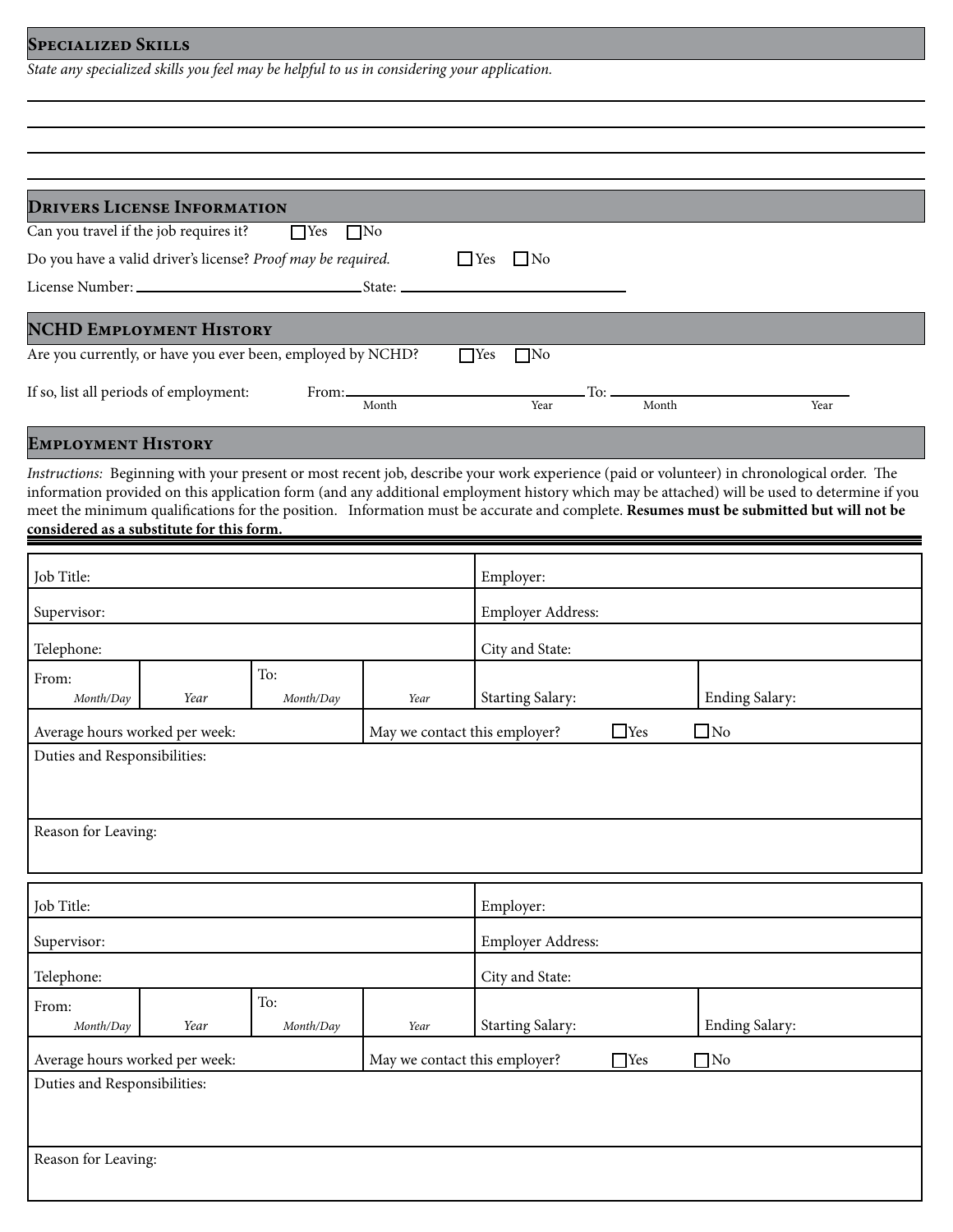## Specialized Skills

*State any specialized skills you feel may be helpful to us in considering your application.*

_______________________________________________

_______________________________________________

_______________________________________________

_______________________________________________

## Drivers License Information

Can you travel if the job requires it? ☐ Yes ☐ No

Do you have a valid driver's license? *Proof may be required.* ☐ Yes ☐ No

License Number: ______________________ State: ______________________

## NCHD Employment History

Are you currently, or have you ever been, employed by NCHD? ☐ Yes ☐ No

If so, list all periods of employment: From: ______________ (Month) ______________ (Year) To: ______________ (Month) ______________ (Year)

## Employment History

*Instructions:* Beginning with your present or most recent job, describe your work experience (paid or volunteer) in chronological order. The information provided on this application form (and any additional employment history which may be attached) will be used to determine if you meet the minimum qualifications for the position. Information must be accurate and complete. **Resumes must be submitted but will not be considered as a substitute for this form.**

| Job Title: | | | | Employer: | |
|---|---|---|---|---|---|
| Supervisor: | | | | Employer Address: | |
| Telephone: | | | | City and State: | |
| From: *Month/Day* | *Year* | To: *Month/Day* | *Year* | Starting Salary: | Ending Salary: |
| Average hours worked per week: | | May we contact this employer? ☐ Yes ☐ No | | | |
| Duties and Responsibilities: | | | | | |
| Reason for Leaving: | | | | | |

| Job Title: | | | | Employer: | |
|---|---|---|---|---|---|
| Supervisor: | | | | Employer Address: | |
| Telephone: | | | | City and State: | |
| From: *Month/Day* | *Year* | To: *Month/Day* | *Year* | Starting Salary: | Ending Salary: |
| Average hours worked per week: | | May we contact this employer? ☐ Yes ☐ No | | | |
| Duties and Responsibilities: | | | | | |
| Reason for Leaving: | | | | | |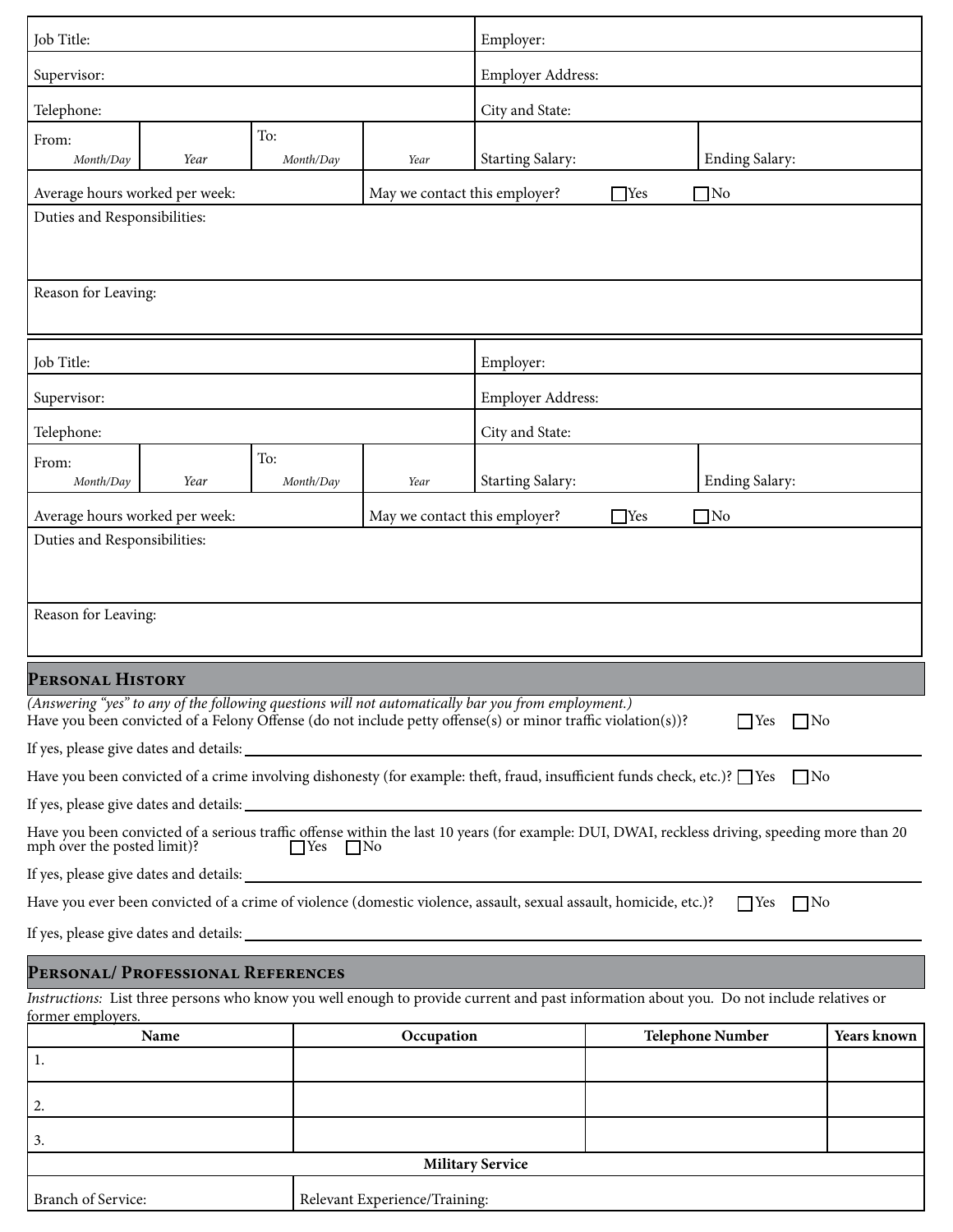| Job Title: | | | | Employer: | |
|---|---|---|---|---|---|
| Supervisor: | | | | Employer Address: | |
| Telephone: | | | | City and State: | |
| From: *Month/Day* | *Year* | To: *Month/Day* | *Year* | Starting Salary: | Ending Salary: |
| Average hours worked per week: | | | May we contact this employer? ☐ Yes ☐ No | | |
| Duties and Responsibilities: | | | | | |
| Reason for Leaving: | | | | | |

| Job Title: | | | | Employer: | |
|---|---|---|---|---|---|
| Supervisor: | | | | Employer Address: | |
| Telephone: | | | | City and State: | |
| From: *Month/Day* | *Year* | To: *Month/Day* | *Year* | Starting Salary: | Ending Salary: |
| Average hours worked per week: | | | May we contact this employer? ☐ Yes ☐ No | | |
| Duties and Responsibilities: | | | | | |
| Reason for Leaving: | | | | | |

## Personal History

*(Answering "yes" to any of the following questions will not automatically bar you from employment.)*

Have you been convicted of a Felony Offense (do not include petty offense(s) or minor traffic violation(s))? ☐ Yes ☐ No

If yes, please give dates and details: ____________________

Have you been convicted of a crime involving dishonesty (for example: theft, fraud, insufficient funds check, etc.)? ☐ Yes ☐ No

If yes, please give dates and details: ____________________

Have you been convicted of a serious traffic offense within the last 10 years (for example: DUI, DWAI, reckless driving, speeding more than 20 mph over the posted limit)? ☐ Yes ☐ No

If yes, please give dates and details: ____________________

Have you ever been convicted of a crime of violence (domestic violence, assault, sexual assault, homicide, etc.)? ☐ Yes ☐ No

If yes, please give dates and details: ____________________

## Personal/ Professional References

*Instructions:* List three persons who know you well enough to provide current and past information about you. Do not include relatives or former employers.

| Name | Occupation | Telephone Number | Years known |
|---|---|---|---|
| 1. | | | |
| 2. | | | |
| 3. | | | |

| Military Service | |
|---|---|
| Branch of Service: | Relevant Experience/Training: |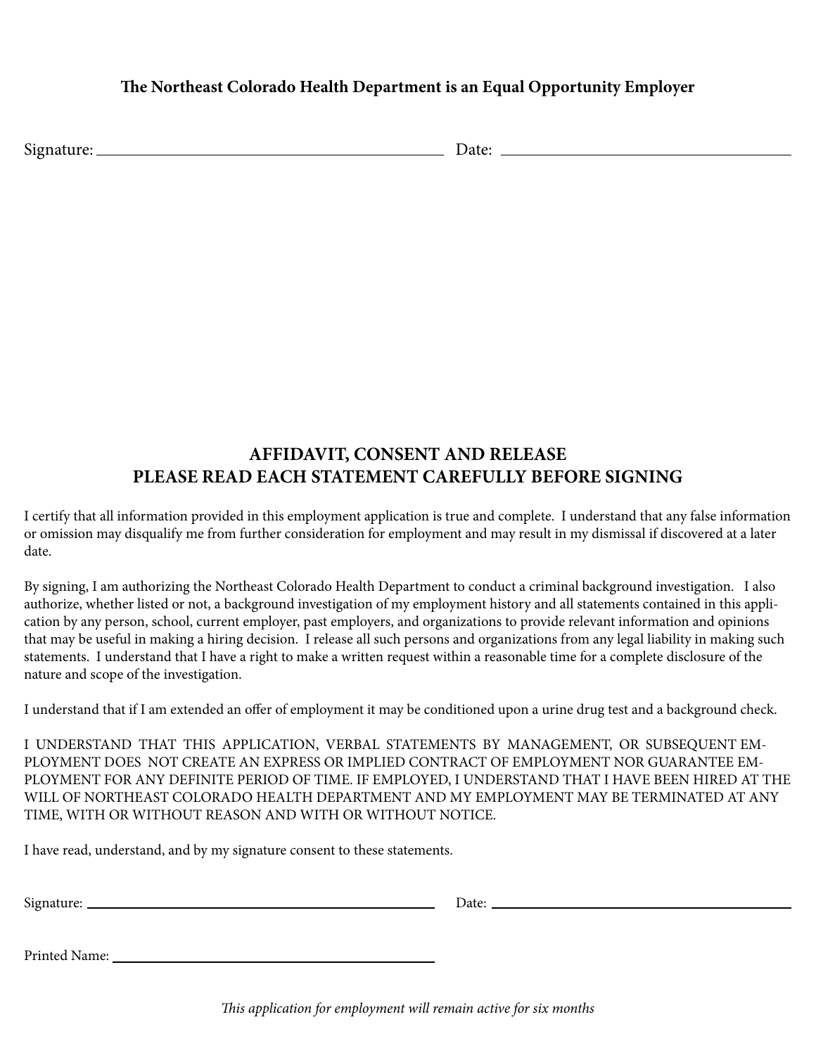**The Northeast Colorado Health Department is an Equal Opportunity Employer**

Signature: ______________________________ Date: ______________________________

## AFFIDAVIT, CONSENT AND RELEASE
## PLEASE READ EACH STATEMENT CAREFULLY BEFORE SIGNING

I certify that all information provided in this employment application is true and complete. I understand that any false information or omission may disqualify me from further consideration for employment and may result in my dismissal if discovered at a later date.

By signing, I am authorizing the Northeast Colorado Health Department to conduct a criminal background investigation. I also authorize, whether listed or not, a background investigation of my employment history and all statements contained in this application by any person, school, current employer, past employers, and organizations to provide relevant information and opinions that may be useful in making a hiring decision. I release all such persons and organizations from any legal liability in making such statements. I understand that I have a right to make a written request within a reasonable time for a complete disclosure of the nature and scope of the investigation.

I understand that if I am extended an offer of employment it may be conditioned upon a urine drug test and a background check.

I UNDERSTAND THAT THIS APPLICATION, VERBAL STATEMENTS BY MANAGEMENT, OR SUBSEQUENT EMPLOYMENT DOES NOT CREATE AN EXPRESS OR IMPLIED CONTRACT OF EMPLOYMENT NOR GUARANTEE EMPLOYMENT FOR ANY DEFINITE PERIOD OF TIME. IF EMPLOYED, I UNDERSTAND THAT I HAVE BEEN HIRED AT THE WILL OF NORTHEAST COLORADO HEALTH DEPARTMENT AND MY EMPLOYMENT MAY BE TERMINATED AT ANY TIME, WITH OR WITHOUT REASON AND WITH OR WITHOUT NOTICE.

I have read, understand, and by my signature consent to these statements.

Signature: ______________________________ Date: ______________________________

Printed Name: ______________________________

*This application for employment will remain active for six months*